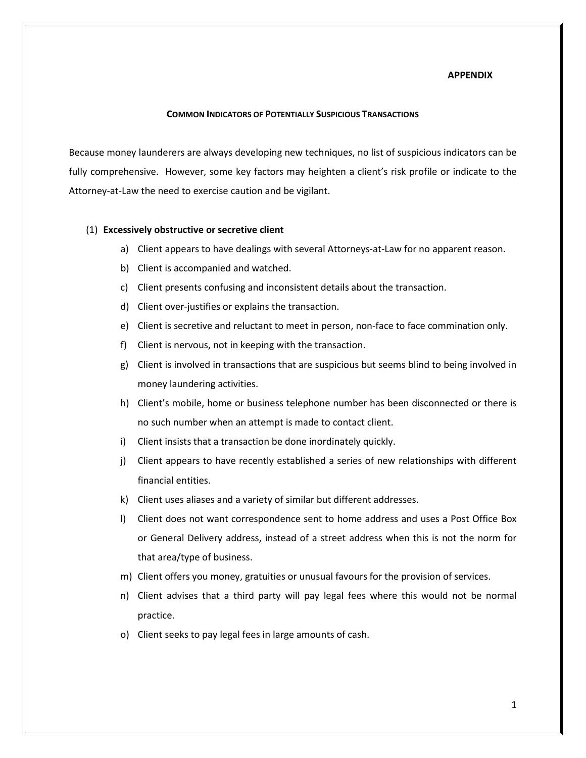**APPENDIX**

## COMMON INDICATORS OF POTENTIALLY SUSPICIOUS TRANSACTIONS

Because money launderers are always developing new techniques, no list of suspicious indicators can be fully comprehensive. However, some key factors may heighten a client's risk profile or indicate to the Attorney-at-Law the need to exercise caution and be vigilant.

(1) **Excessively obstructive or secretive client**

a) Client appears to have dealings with several Attorneys-at-Law for no apparent reason.

b) Client is accompanied and watched.

c) Client presents confusing and inconsistent details about the transaction.

d) Client over-justifies or explains the transaction.

e) Client is secretive and reluctant to meet in person, non-face to face commination only.

f) Client is nervous, not in keeping with the transaction.

g) Client is involved in transactions that are suspicious but seems blind to being involved in money laundering activities.

h) Client's mobile, home or business telephone number has been disconnected or there is no such number when an attempt is made to contact client.

i) Client insists that a transaction be done inordinately quickly.

j) Client appears to have recently established a series of new relationships with different financial entities.

k) Client uses aliases and a variety of similar but different addresses.

l) Client does not want correspondence sent to home address and uses a Post Office Box or General Delivery address, instead of a street address when this is not the norm for that area/type of business.

m) Client offers you money, gratuities or unusual favours for the provision of services.

n) Client advises that a third party will pay legal fees where this would not be normal practice.

o) Client seeks to pay legal fees in large amounts of cash.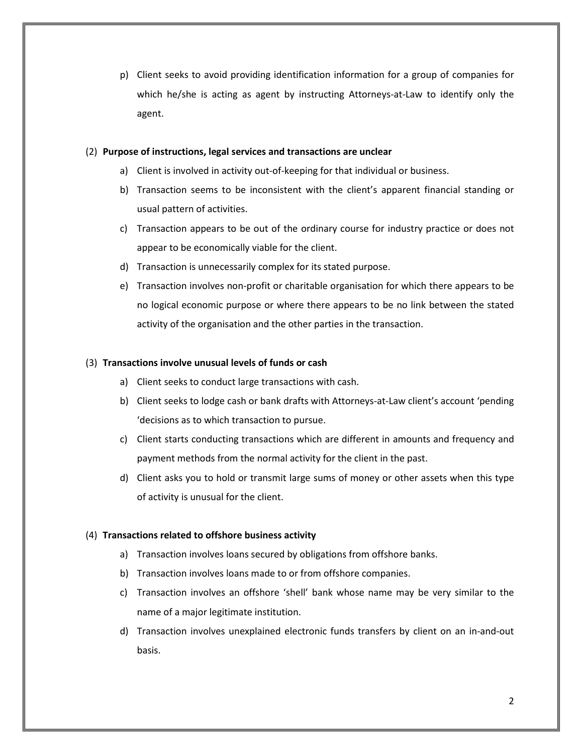p) Client seeks to avoid providing identification information for a group of companies for which he/she is acting as agent by instructing Attorneys-at-Law to identify only the agent.

(2) **Purpose of instructions, legal services and transactions are unclear**

a) Client is involved in activity out-of-keeping for that individual or business.

b) Transaction seems to be inconsistent with the client's apparent financial standing or usual pattern of activities.

c) Transaction appears to be out of the ordinary course for industry practice or does not appear to be economically viable for the client.

d) Transaction is unnecessarily complex for its stated purpose.

e) Transaction involves non-profit or charitable organisation for which there appears to be no logical economic purpose or where there appears to be no link between the stated activity of the organisation and the other parties in the transaction.

(3) **Transactions involve unusual levels of funds or cash**

a) Client seeks to conduct large transactions with cash.

b) Client seeks to lodge cash or bank drafts with Attorneys-at-Law client's account 'pending 'decisions as to which transaction to pursue.

c) Client starts conducting transactions which are different in amounts and frequency and payment methods from the normal activity for the client in the past.

d) Client asks you to hold or transmit large sums of money or other assets when this type of activity is unusual for the client.

(4) **Transactions related to offshore business activity**

a) Transaction involves loans secured by obligations from offshore banks.

b) Transaction involves loans made to or from offshore companies.

c) Transaction involves an offshore 'shell' bank whose name may be very similar to the name of a major legitimate institution.

d) Transaction involves unexplained electronic funds transfers by client on an in-and-out basis.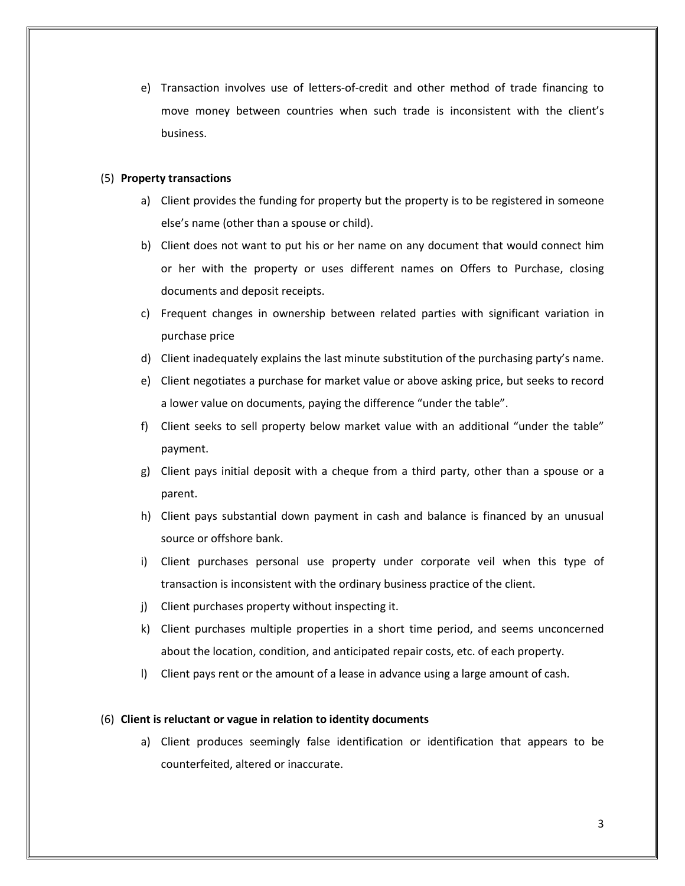e) Transaction involves use of letters-of-credit and other method of trade financing to move money between countries when such trade is inconsistent with the client's business.

(5) **Property transactions**

a) Client provides the funding for property but the property is to be registered in someone else's name (other than a spouse or child).

b) Client does not want to put his or her name on any document that would connect him or her with the property or uses different names on Offers to Purchase, closing documents and deposit receipts.

c) Frequent changes in ownership between related parties with significant variation in purchase price

d) Client inadequately explains the last minute substitution of the purchasing party's name.

e) Client negotiates a purchase for market value or above asking price, but seeks to record a lower value on documents, paying the difference "under the table".

f) Client seeks to sell property below market value with an additional "under the table" payment.

g) Client pays initial deposit with a cheque from a third party, other than a spouse or a parent.

h) Client pays substantial down payment in cash and balance is financed by an unusual source or offshore bank.

i) Client purchases personal use property under corporate veil when this type of transaction is inconsistent with the ordinary business practice of the client.

j) Client purchases property without inspecting it.

k) Client purchases multiple properties in a short time period, and seems unconcerned about the location, condition, and anticipated repair costs, etc. of each property.

l) Client pays rent or the amount of a lease in advance using a large amount of cash.

(6) **Client is reluctant or vague in relation to identity documents**

a) Client produces seemingly false identification or identification that appears to be counterfeited, altered or inaccurate.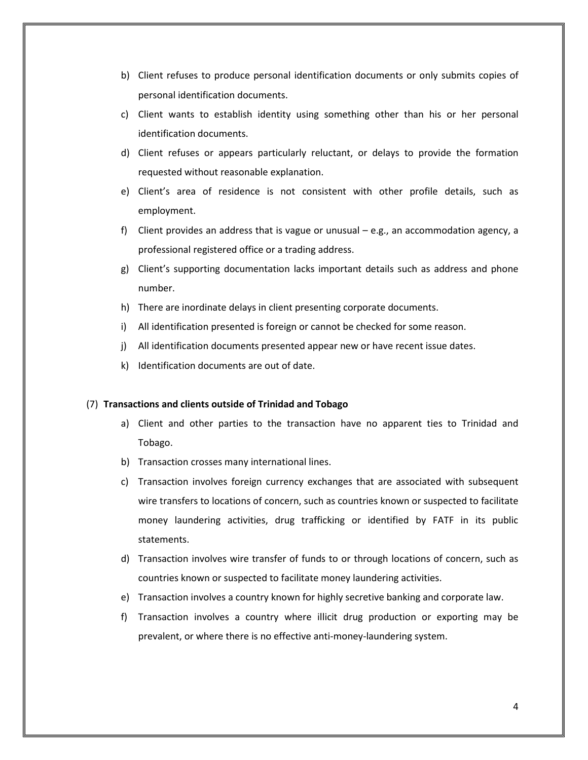b) Client refuses to produce personal identification documents or only submits copies of personal identification documents.
c) Client wants to establish identity using something other than his or her personal identification documents.
d) Client refuses or appears particularly reluctant, or delays to provide the formation requested without reasonable explanation.
e) Client's area of residence is not consistent with other profile details, such as employment.
f) Client provides an address that is vague or unusual – e.g., an accommodation agency, a professional registered office or a trading address.
g) Client's supporting documentation lacks important details such as address and phone number.
h) There are inordinate delays in client presenting corporate documents.
i) All identification presented is foreign or cannot be checked for some reason.
j) All identification documents presented appear new or have recent issue dates.
k) Identification documents are out of date.

(7) **Transactions and clients outside of Trinidad and Tobago**

a) Client and other parties to the transaction have no apparent ties to Trinidad and Tobago.
b) Transaction crosses many international lines.
c) Transaction involves foreign currency exchanges that are associated with subsequent wire transfers to locations of concern, such as countries known or suspected to facilitate money laundering activities, drug trafficking or identified by FATF in its public statements.
d) Transaction involves wire transfer of funds to or through locations of concern, such as countries known or suspected to facilitate money laundering activities.
e) Transaction involves a country known for highly secretive banking and corporate law.
f) Transaction involves a country where illicit drug production or exporting may be prevalent, or where there is no effective anti-money-laundering system.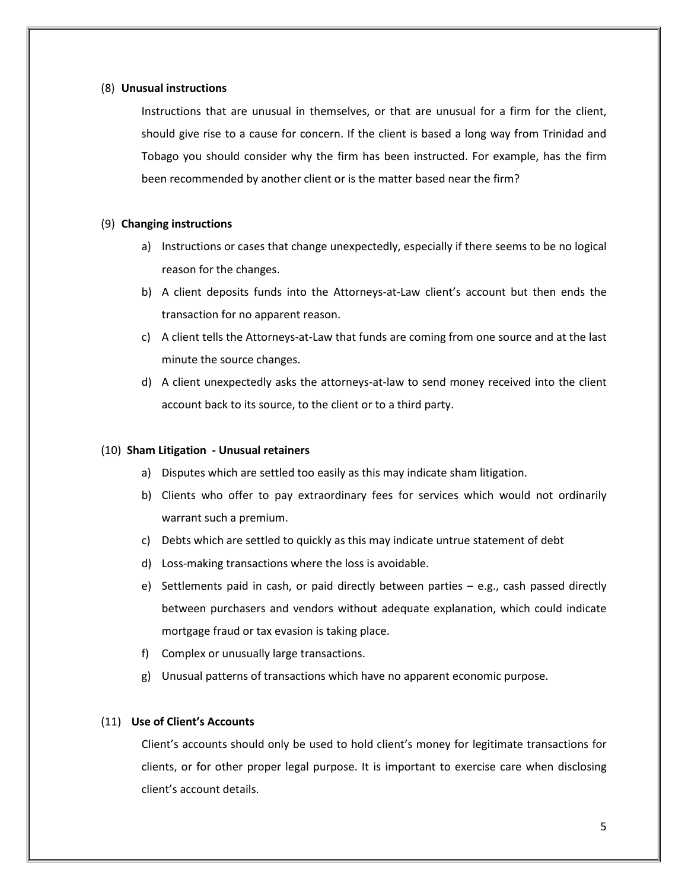(8) **Unusual instructions**

Instructions that are unusual in themselves, or that are unusual for a firm for the client, should give rise to a cause for concern. If the client is based a long way from Trinidad and Tobago you should consider why the firm has been instructed. For example, has the firm been recommended by another client or is the matter based near the firm?

(9) **Changing instructions**

a) Instructions or cases that change unexpectedly, especially if there seems to be no logical reason for the changes.
b) A client deposits funds into the Attorneys-at-Law client's account but then ends the transaction for no apparent reason.
c) A client tells the Attorneys-at-Law that funds are coming from one source and at the last minute the source changes.
d) A client unexpectedly asks the attorneys-at-law to send money received into the client account back to its source, to the client or to a third party.

(10) **Sham Litigation - Unusual retainers**

a) Disputes which are settled too easily as this may indicate sham litigation.
b) Clients who offer to pay extraordinary fees for services which would not ordinarily warrant such a premium.
c) Debts which are settled to quickly as this may indicate untrue statement of debt
d) Loss-making transactions where the loss is avoidable.
e) Settlements paid in cash, or paid directly between parties – e.g., cash passed directly between purchasers and vendors without adequate explanation, which could indicate mortgage fraud or tax evasion is taking place.
f) Complex or unusually large transactions.
g) Unusual patterns of transactions which have no apparent economic purpose.

(11) **Use of Client's Accounts**

Client's accounts should only be used to hold client's money for legitimate transactions for clients, or for other proper legal purpose. It is important to exercise care when disclosing client's account details.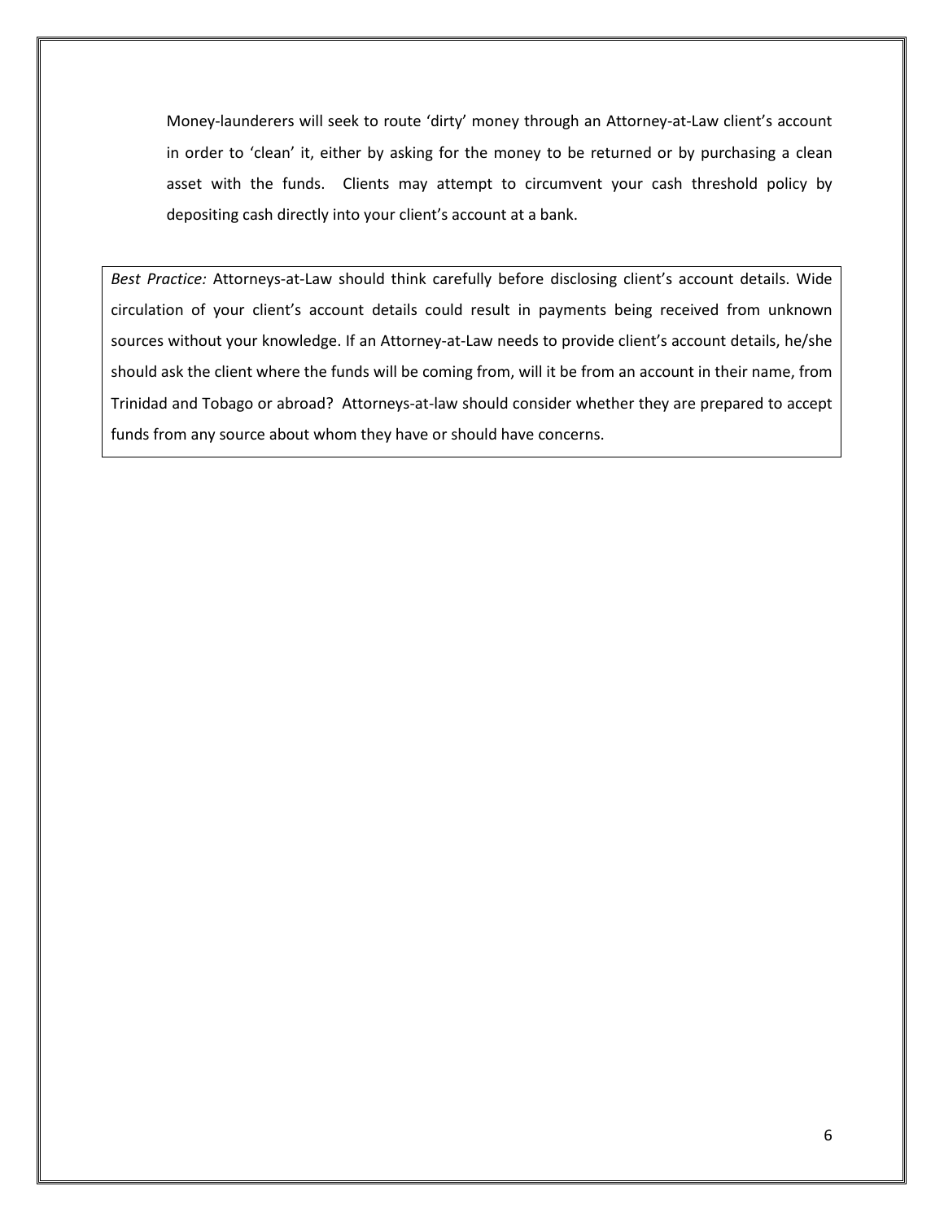Money-launderers will seek to route 'dirty' money through an Attorney-at-Law client's account in order to 'clean' it, either by asking for the money to be returned or by purchasing a clean asset with the funds. Clients may attempt to circumvent your cash threshold policy by depositing cash directly into your client's account at a bank.

*Best Practice:* Attorneys-at-Law should think carefully before disclosing client's account details. Wide circulation of your client's account details could result in payments being received from unknown sources without your knowledge. If an Attorney-at-Law needs to provide client's account details, he/she should ask the client where the funds will be coming from, will it be from an account in their name, from Trinidad and Tobago or abroad? Attorneys-at-law should consider whether they are prepared to accept funds from any source about whom they have or should have concerns.